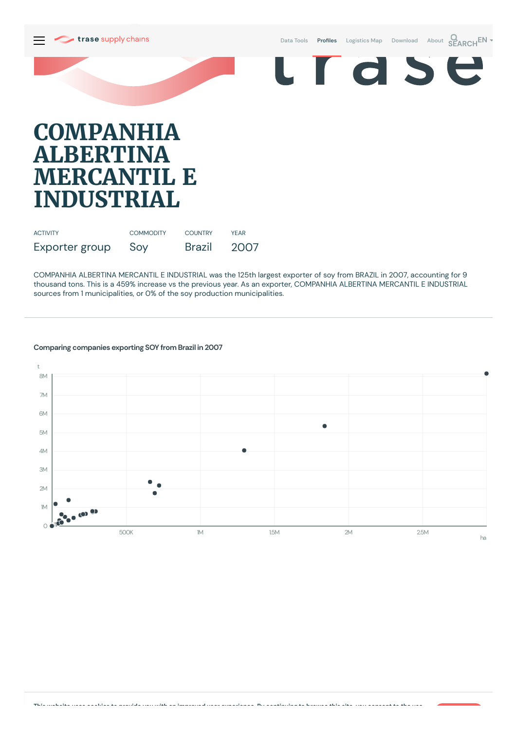# COMPANHIA ALBERTINA MERCANTIL E INDUSTRIAL

| ACTIVITY | COMMODITY | COUNTRY | YEAR |
|---|---|---|---|
| Exporter group | Soy | Brazil | 2007 |

COMPANHIA ALBERTINA MERCANTIL E INDUSTRIAL was the 125th largest exporter of soy from BRAZIL in 2007, accounting for 9 thousand tons. This is a 459% increase vs the previous year. As an exporter, COMPANHIA ALBERTINA MERCANTIL E INDUSTRIAL sources from 1 municipalities, or 0% of the soy production municipalities.

## Comparing companies exporting SOY from Brazil in 2007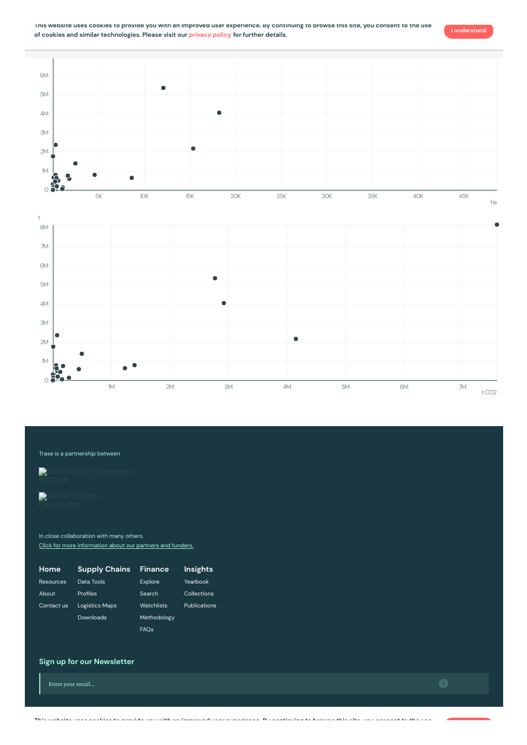This website uses cookies to provide you with an improved user experience. By continuing to browse this site, you consent to the use of cookies and similar technologies. Please visit our privacy policy for further details.

I understand

6M
5M
4M
3M
2M
1M
0
5K
10K
15K
20K
25K
30K
35K
40K
45K
ha

t
8M
7M
6M
5M
4M
3M
2M
1M
0
1M
2M
3M
4M
5M
6M
7M
t CO2

Trase is a partnership between

Stockholm Environment Institute

Global Canopy Programme

In close collaboration with many others.
Click for more information about our partners and funders.

**Home**
- Resources
- About
- Contact us

**Supply Chains**
- Data Tools
- Profiles
- Logistics Maps
- Downloads

**Finance**
- Explore
- Search
- Watchlists
- Methodology
- FAQs

**Insights**
- Yearbook
- Collections
- Publications

## Sign up for our Newsletter

Enter your email...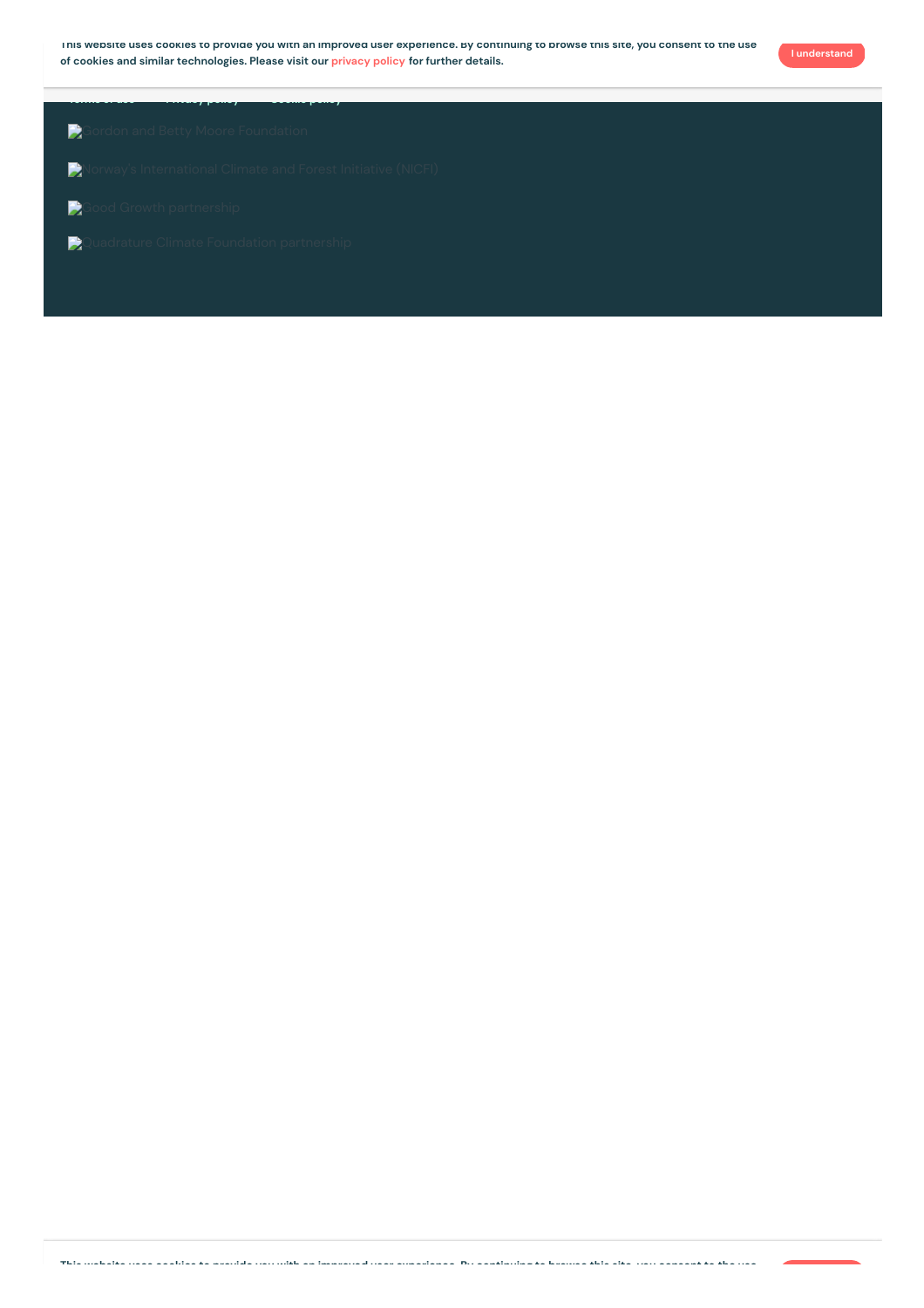This website uses cookies to provide you with an improved user experience. By continuing to browse this site, you consent to the use of cookies and similar technologies. Please visit our privacy policy for further details.

I understand

Terms of use Privacy policy Cookie policy

Gordon and Betty Moore Foundation

Norway's International Climate and Forest Initiative (NICFI)

Good Growth partnership

Quadrature Climate Foundation partnership